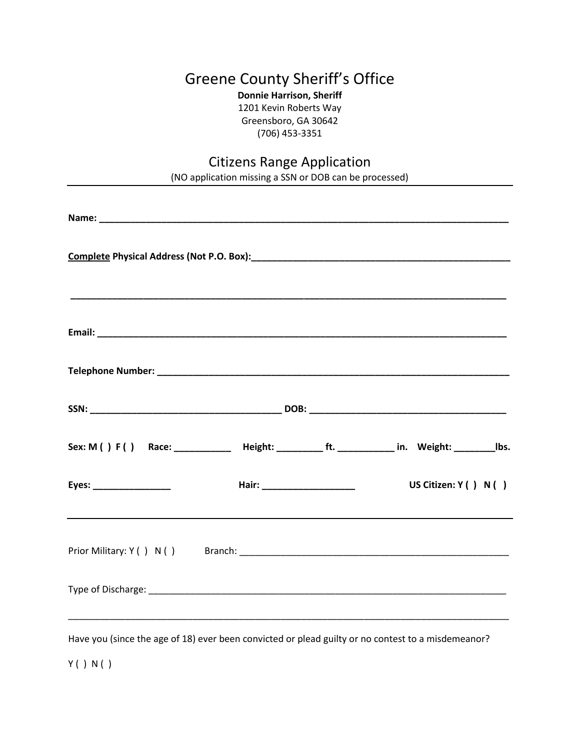# Greene County Sheriff's Office

**Donnie Harrison, Sheriff**
1201 Kevin Roberts Way
Greensboro, GA 30642
(706) 453-3351

## Citizens Range Application

(NO application missing a SSN or DOB can be processed)

---

**Name:** ______________________________________________________________________________

**<u>Complete</u> Physical Address (Not P.O. Box):**_____________________________________________________

______________________________________________________________________________________

**Email:** ______________________________________________________________________________

**Telephone Number:** ____________________________________________________________________

**SSN:** ____________________________________ **DOB:** ______________________________________

**Sex: M ( ) F ( )** **Race:** ___________ **Height:** _________ **ft.** ___________ **in.** **Weight:** ________**lbs.**

**Eyes:** _______________ **Hair:** __________________ **US Citizen: Y ( ) N ( )**

---

Prior Military: Y ( ) N ( ) Branch: _______________________________________________________

Type of Discharge: _______________________________________________________________________

______________________________________________________________________________________

Have you (since the age of 18) ever been convicted or plead guilty or no contest to a misdemeanor?

Y ( ) N ( )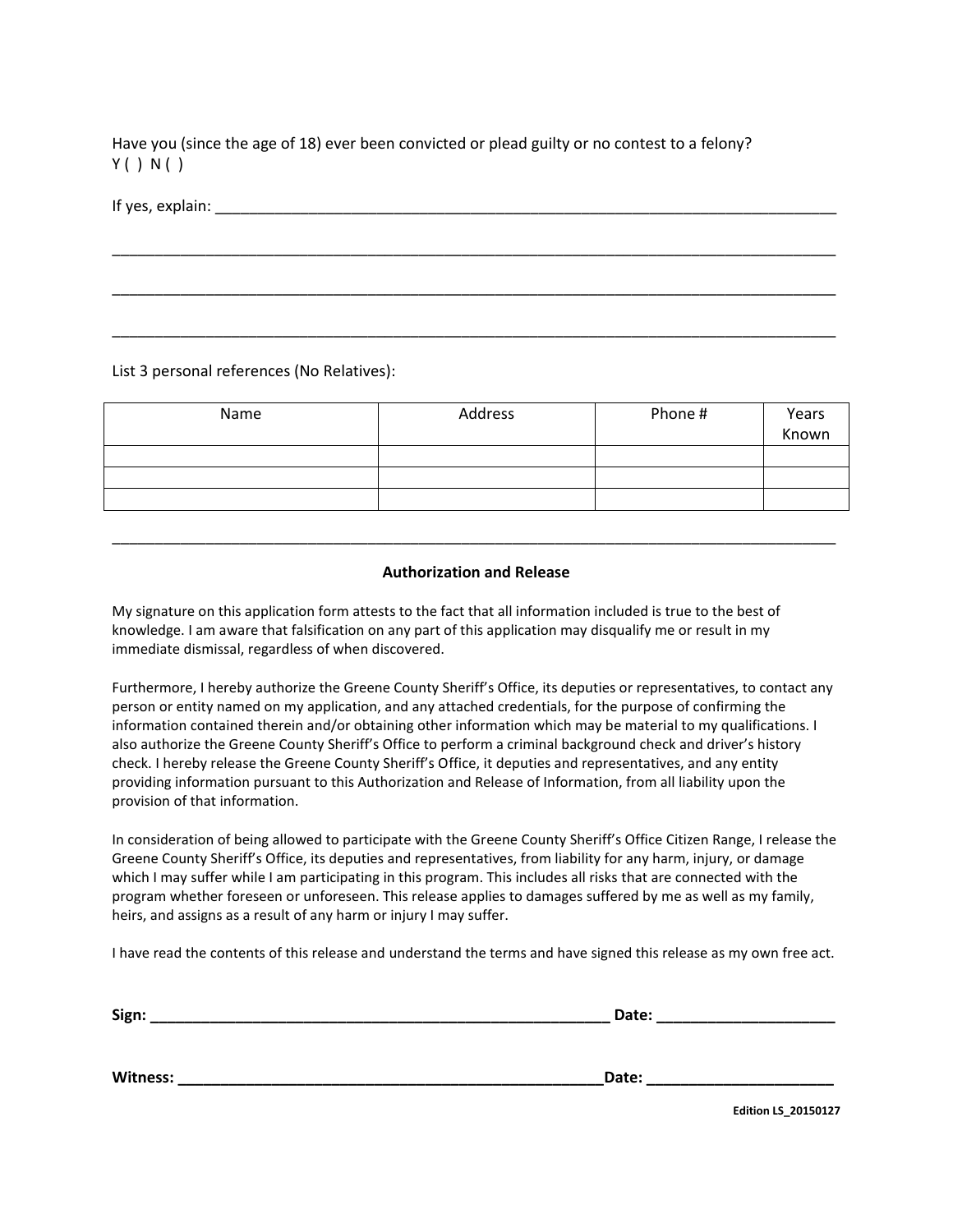Have you (since the age of 18) ever been convicted or plead guilty or no contest to a felony?
Y ( ) N ( )

If yes, explain: ___________________________________________________________________________

_____________________________________________________________________________________

_____________________________________________________________________________________

_____________________________________________________________________________________

List 3 personal references (No Relatives):

| Name | Address | Phone # | Years Known |
|---|---|---|---|
| | | | |
| | | | |
| | | | |

_____________________________________________________________________________________

**Authorization and Release**

My signature on this application form attests to the fact that all information included is true to the best of knowledge. I am aware that falsification on any part of this application may disqualify me or result in my immediate dismissal, regardless of when discovered.

Furthermore, I hereby authorize the Greene County Sheriff's Office, its deputies or representatives, to contact any person or entity named on my application, and any attached credentials, for the purpose of confirming the information contained therein and/or obtaining other information which may be material to my qualifications. I also authorize the Greene County Sheriff's Office to perform a criminal background check and driver's history check. I hereby release the Greene County Sheriff's Office, it deputies and representatives, and any entity providing information pursuant to this Authorization and Release of Information, from all liability upon the provision of that information.

In consideration of being allowed to participate with the Greene County Sheriff's Office Citizen Range, I release the Greene County Sheriff's Office, its deputies and representatives, from liability for any harm, injury, or damage which I may suffer while I am participating in this program. This includes all risks that are connected with the program whether foreseen or unforeseen. This release applies to damages suffered by me as well as my family, heirs, and assigns as a result of any harm or injury I may suffer.

I have read the contents of this release and understand the terms and have signed this release as my own free act.

**Sign: _______________________________________________________ Date: ____________________**

**Witness: ___________________________________________________Date: _____________________**

**Edition LS_20150127**